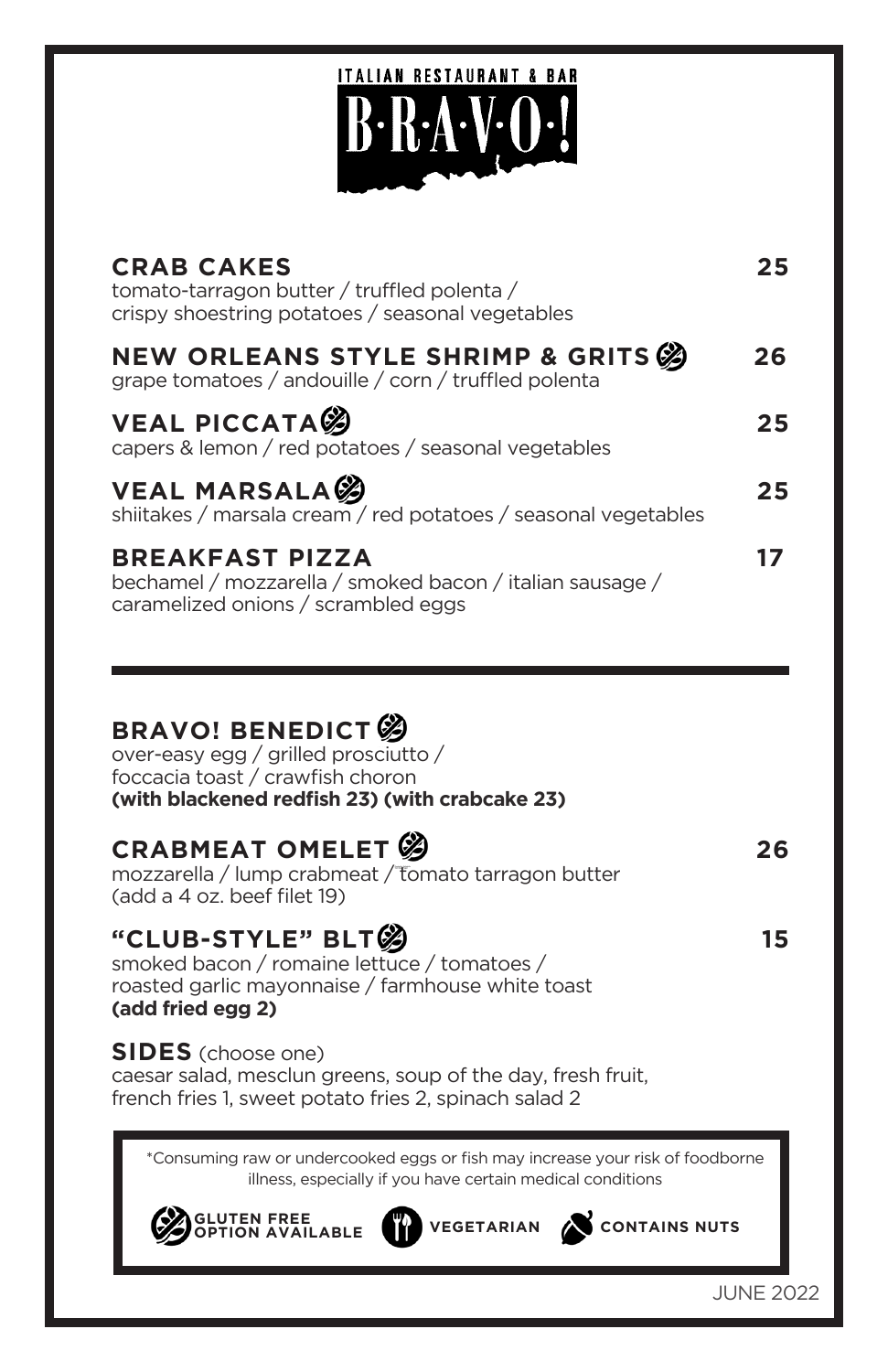ITALIAN RESTAURANT & BAR

# B·R·A·V·O·!

**CRAB CAKES** **25**
tomato-tarragon butter / truffled polenta / crispy shoestring potatoes / seasonal vegetables

**NEW ORLEANS STYLE SHRIMP & GRITS** (gluten free option available) **26**
grape tomatoes / andouille / corn / truffled polenta

**VEAL PICCATA** (gluten free option available) **25**
capers & lemon / red potatoes / seasonal vegetables

**VEAL MARSALA** (gluten free option available) **25**
shiitakes / marsala cream / red potatoes / seasonal vegetables

**BREAKFAST PIZZA** **17**
bechamel / mozzarella / smoked bacon / italian sausage / caramelized onions / scrambled eggs

---

**BRAVO! BENEDICT** (gluten free option available)
over-easy egg / grilled prosciutto / foccacia toast / crawfish choron
**(with blackened redfish 23) (with crabcake 23)**

**CRABMEAT OMELET** (gluten free option available) **26**
mozzarella / lump crabmeat / tomato tarragon butter
(add a 4 oz. beef filet 19)

**"CLUB-STYLE" BLT** (gluten free option available) **15**
smoked bacon / romaine lettuce / tomatoes / roasted garlic mayonnaise / farmhouse white toast
**(add fried egg 2)**

**SIDES** (choose one)
caesar salad, mesclun greens, soup of the day, fresh fruit, french fries 1, sweet potato fries 2, spinach salad 2

*Consuming raw or undercooked eggs or fish may increase your risk of foodborne illness, especially if you have certain medical conditions

GLUTEN FREE OPTION AVAILABLE | VEGETARIAN | CONTAINS NUTS

JUNE 2022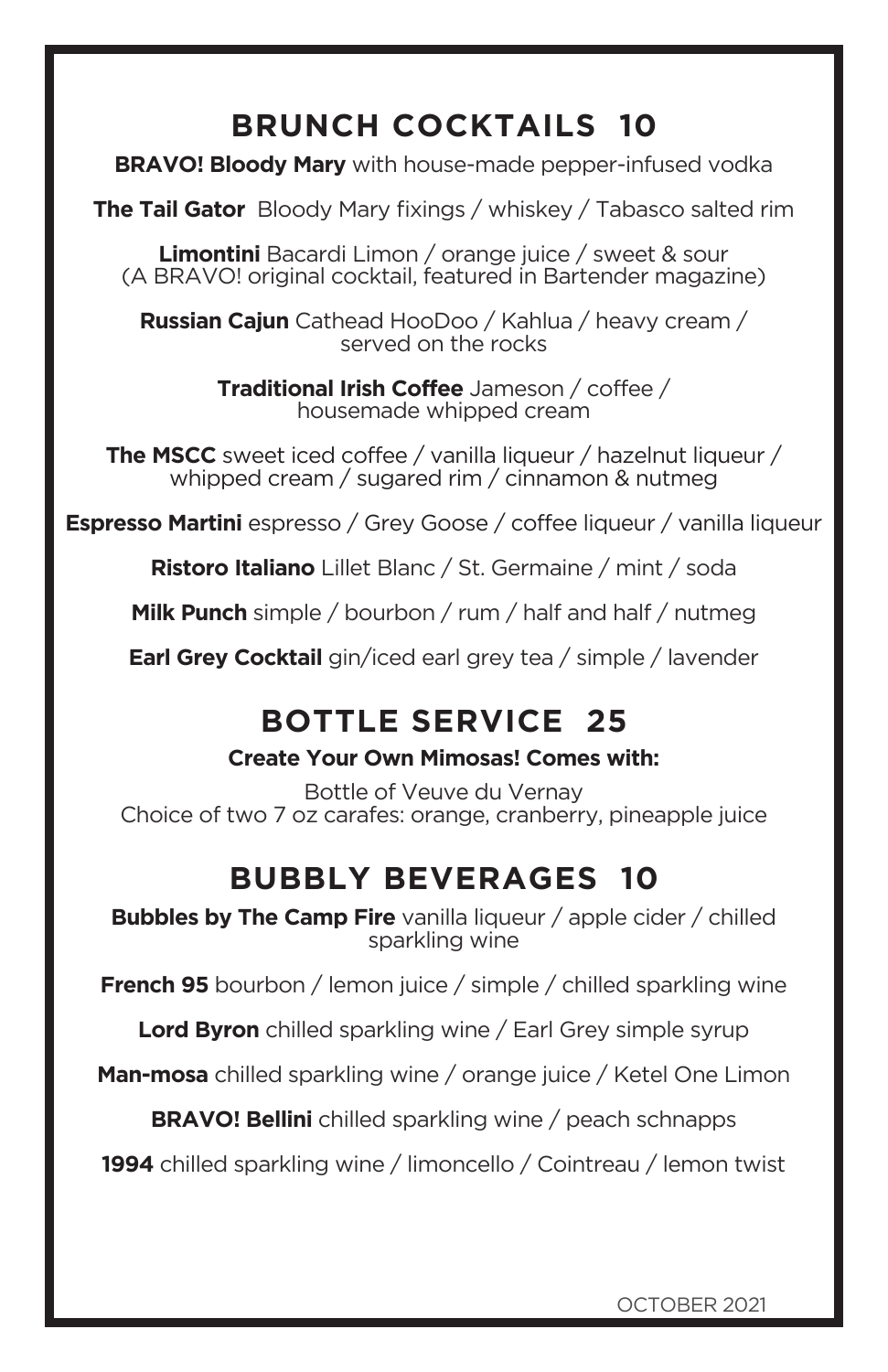## BRUNCH COCKTAILS 10

**BRAVO! Bloody Mary** with house-made pepper-infused vodka

**The Tail Gator** Bloody Mary fixings / whiskey / Tabasco salted rim

**Limontini** Bacardi Limon / orange juice / sweet & sour
(A BRAVO! original cocktail, featured in Bartender magazine)

**Russian Cajun** Cathead HooDoo / Kahlua / heavy cream / served on the rocks

**Traditional Irish Coffee** Jameson / coffee / housemade whipped cream

**The MSCC** sweet iced coffee / vanilla liqueur / hazelnut liqueur / whipped cream / sugared rim / cinnamon & nutmeg

**Espresso Martini** espresso / Grey Goose / coffee liqueur / vanilla liqueur

**Ristoro Italiano** Lillet Blanc / St. Germaine / mint / soda

**Milk Punch** simple / bourbon / rum / half and half / nutmeg

**Earl Grey Cocktail** gin/iced earl grey tea / simple / lavender

## BOTTLE SERVICE 25

**Create Your Own Mimosas! Comes with:**

Bottle of Veuve du Vernay
Choice of two 7 oz carafes: orange, cranberry, pineapple juice

## BUBBLY BEVERAGES 10

**Bubbles by The Camp Fire** vanilla liqueur / apple cider / chilled sparkling wine

**French 95** bourbon / lemon juice / simple / chilled sparkling wine

**Lord Byron** chilled sparkling wine / Earl Grey simple syrup

**Man-mosa** chilled sparkling wine / orange juice / Ketel One Limon

**BRAVO! Bellini** chilled sparkling wine / peach schnapps

**1994** chilled sparkling wine / limoncello / Cointreau / lemon twist

OCTOBER 2021